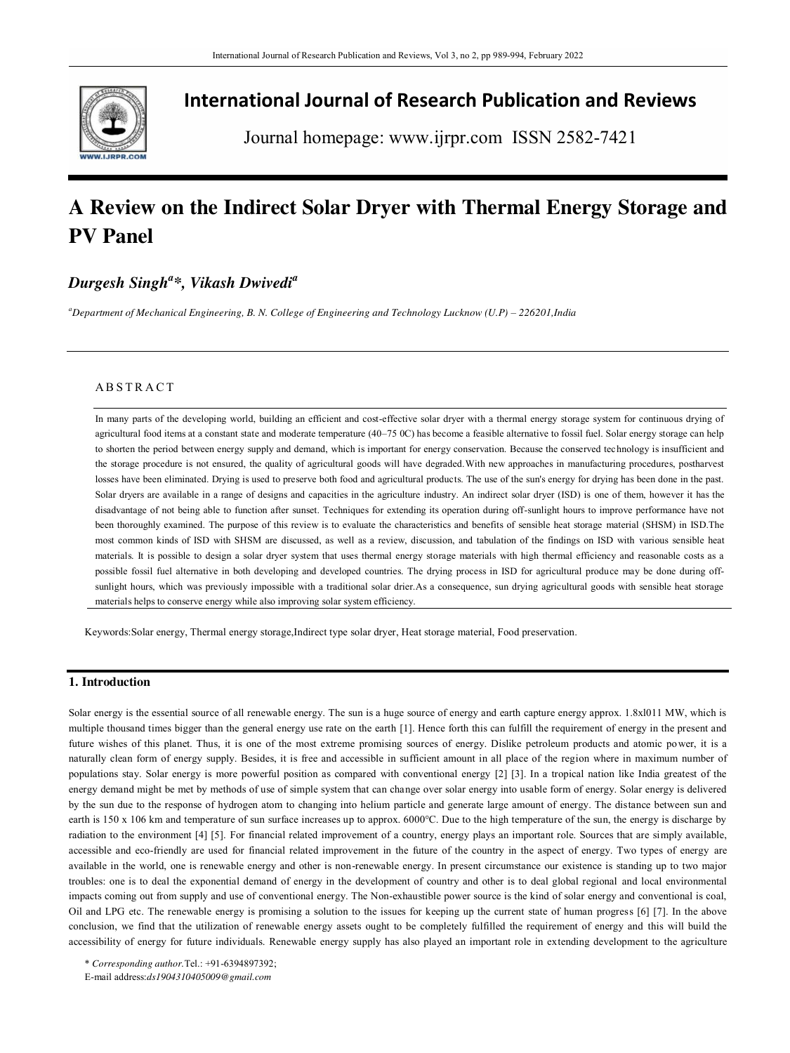# International Journal of Research Publication and Reviews

Journal homepage: www.ijrpr.com ISSN 2582-7421

# A Review on the Indirect Solar Dryer with Thermal Energy Storage and PV Panel

***Durgesh Singh[a]\*, Vikash Dwivedi[a]***

[a]*Department of Mechanical Engineering, B. N. College of Engineering and Technology Lucknow (U.P) – 226201,India*

## A B S T R A C T

In many parts of the developing world, building an efficient and cost-effective solar dryer with a thermal energy storage system for continuous drying of agricultural food items at a constant state and moderate temperature (40–75 0C) has become a feasible alternative to fossil fuel. Solar energy storage can help to shorten the period between energy supply and demand, which is important for energy conservation. Because the conserved technology is insufficient and the storage procedure is not ensured, the quality of agricultural goods will have degraded.With new approaches in manufacturing procedures, postharvest losses have been eliminated. Drying is used to preserve both food and agricultural products. The use of the sun's energy for drying has been done in the past. Solar dryers are available in a range of designs and capacities in the agriculture industry. An indirect solar dryer (ISD) is one of them, however it has the disadvantage of not being able to function after sunset. Techniques for extending its operation during off-sunlight hours to improve performance have not been thoroughly examined. The purpose of this review is to evaluate the characteristics and benefits of sensible heat storage material (SHSM) in ISD.The most common kinds of ISD with SHSM are discussed, as well as a review, discussion, and tabulation of the findings on ISD with various sensible heat materials. It is possible to design a solar dryer system that uses thermal energy storage materials with high thermal efficiency and reasonable costs as a possible fossil fuel alternative in both developing and developed countries. The drying process in ISD for agricultural produce may be done during off-sunlight hours, which was previously impossible with a traditional solar drier.As a consequence, sun drying agricultural goods with sensible heat storage materials helps to conserve energy while also improving solar system efficiency.

Keywords:Solar energy, Thermal energy storage,Indirect type solar dryer, Heat storage material, Food preservation.

## 1. Introduction

Solar energy is the essential source of all renewable energy. The sun is a huge source of energy and earth capture energy approx. 1.8xl011 MW, which is multiple thousand times bigger than the general energy use rate on the earth [1]. Hence forth this can fulfill the requirement of energy in the present and future wishes of this planet. Thus, it is one of the most extreme promising sources of energy. Dislike petroleum products and atomic power, it is a naturally clean form of energy supply. Besides, it is free and accessible in sufficient amount in all place of the region where in maximum number of populations stay. Solar energy is more powerful position as compared with conventional energy [2] [3]. In a tropical nation like India greatest of the energy demand might be met by methods of use of simple system that can change over solar energy into usable form of energy. Solar energy is delivered by the sun due to the response of hydrogen atom to changing into helium particle and generate large amount of energy. The distance between sun and earth is 150 x 106 km and temperature of sun surface increases up to approx. 6000°C. Due to the high temperature of the sun, the energy is discharge by radiation to the environment [4] [5]. For financial related improvement of a country, energy plays an important role. Sources that are simply available, accessible and eco-friendly are used for financial related improvement in the future of the country in the aspect of energy. Two types of energy are available in the world, one is renewable energy and other is non-renewable energy. In present circumstance our existence is standing up to two major troubles: one is to deal the exponential demand of energy in the development of country and other is to deal global regional and local environmental impacts coming out from supply and use of conventional energy. The Non-exhaustible power source is the kind of solar energy and conventional is coal, Oil and LPG etc. The renewable energy is promising a solution to the issues for keeping up the current state of human progress [6] [7]. In the above conclusion, we find that the utilization of renewable energy assets ought to be completely fulfilled the requirement of energy and this will build the accessibility of energy for future individuals. Renewable energy supply has also played an important role in extending development to the agriculture

\* *Corresponding author.*Tel.: +91-6394897392;
E-mail address:*ds1904310405009@gmail.com*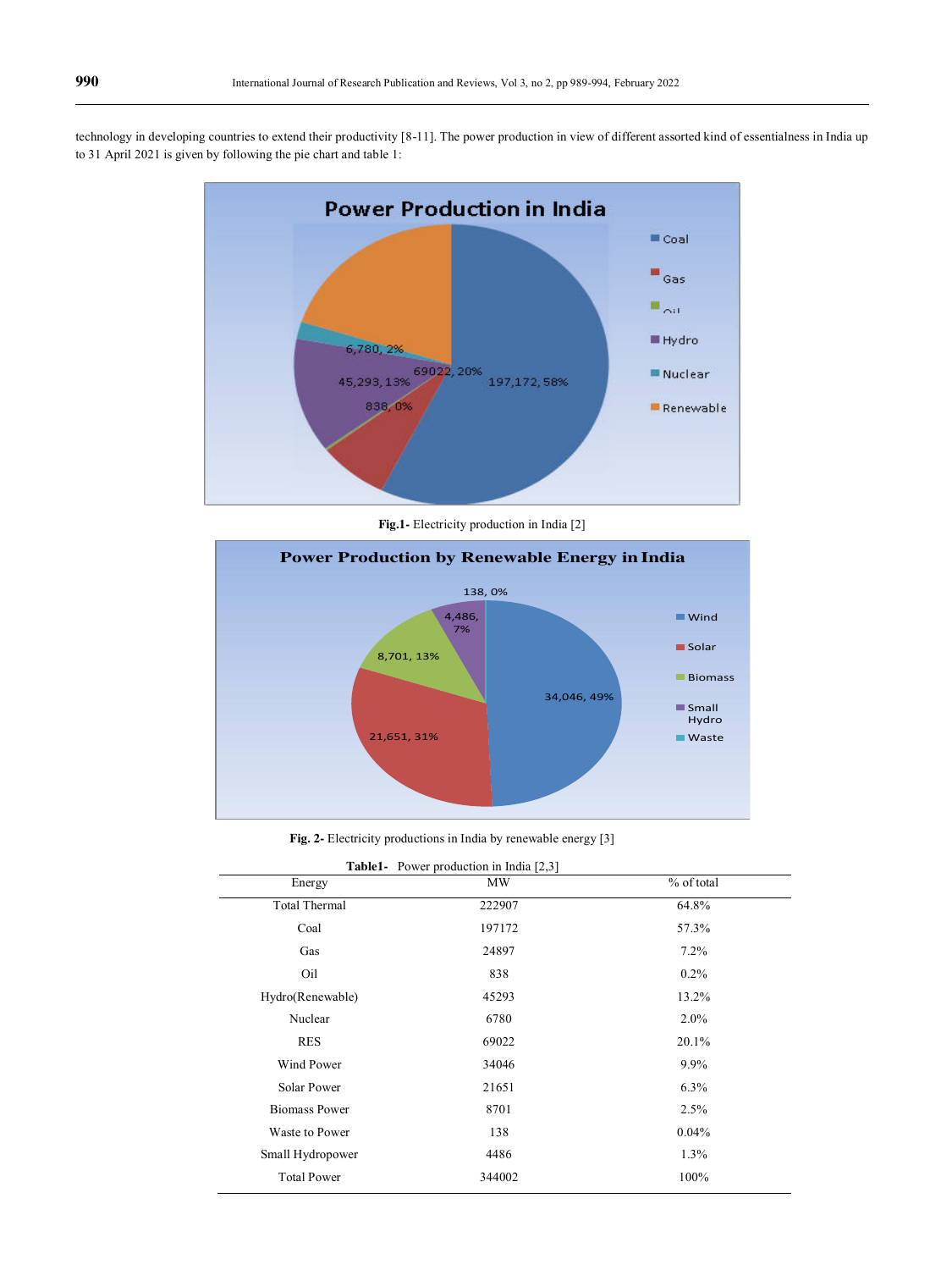technology in developing countries to extend their productivity [8-11]. The power production in view of different assorted kind of essentialness in India up to 31 April 2021 is given by following the pie chart and table 1:

**Fig.1-** Electricity production in India [2]

**Fig. 2-** Electricity productions in India by renewable energy [3]

**Table1-** Power production in India [2,3]

| Energy | MW | % of total |
|---|---|---|
| Total Thermal | 222907 | 64.8% |
| Coal | 197172 | 57.3% |
| Gas | 24897 | 7.2% |
| Oil | 838 | 0.2% |
| Hydro(Renewable) | 45293 | 13.2% |
| Nuclear | 6780 | 2.0% |
| RES | 69022 | 20.1% |
| Wind Power | 34046 | 9.9% |
| Solar Power | 21651 | 6.3% |
| Biomass Power | 8701 | 2.5% |
| Waste to Power | 138 | 0.04% |
| Small Hydropower | 4486 | 1.3% |
| Total Power | 344002 | 100% |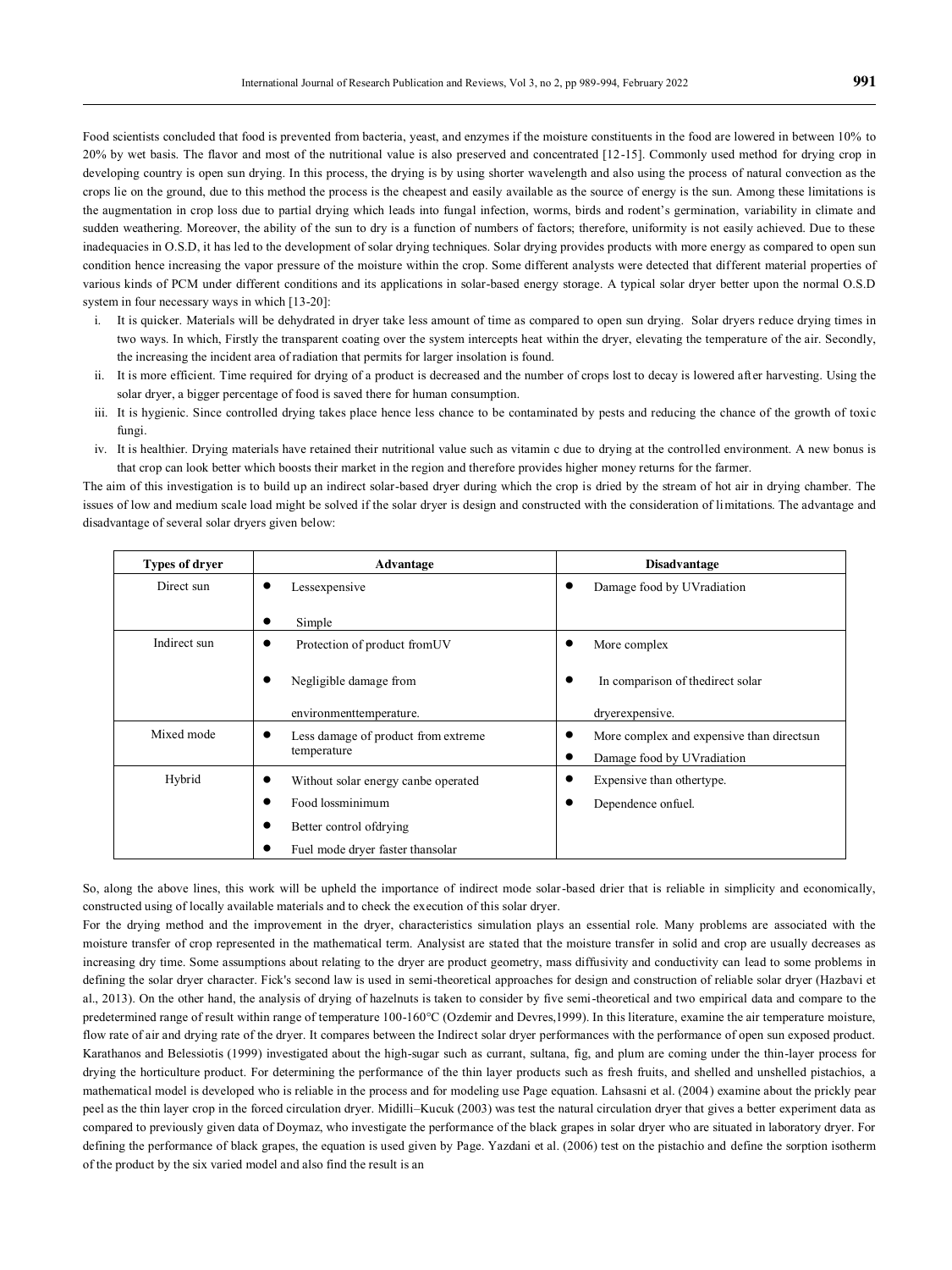Food scientists concluded that food is prevented from bacteria, yeast, and enzymes if the moisture constituents in the food are lowered in between 10% to 20% by wet basis. The flavor and most of the nutritional value is also preserved and concentrated [12-15]. Commonly used method for drying crop in developing country is open sun drying. In this process, the drying is by using shorter wavelength and also using the process of natural convection as the crops lie on the ground, due to this method the process is the cheapest and easily available as the source of energy is the sun. Among these limitations is the augmentation in crop loss due to partial drying which leads into fungal infection, worms, birds and rodent's germination, variability in climate and sudden weathering. Moreover, the ability of the sun to dry is a function of numbers of factors; therefore, uniformity is not easily achieved. Due to these inadequacies in O.S.D, it has led to the development of solar drying techniques. Solar drying provides products with more energy as compared to open sun condition hence increasing the vapor pressure of the moisture within the crop. Some different analysts were detected that different material properties of various kinds of PCM under different conditions and its applications in solar-based energy storage. A typical solar dryer better upon the normal O.S.D system in four necessary ways in which [13-20]:

i. It is quicker. Materials will be dehydrated in dryer take less amount of time as compared to open sun drying. Solar dryers reduce drying times in two ways. In which, Firstly the transparent coating over the system intercepts heat within the dryer, elevating the temperature of the air. Secondly, the increasing the incident area of radiation that permits for larger insolation is found.
ii. It is more efficient. Time required for drying of a product is decreased and the number of crops lost to decay is lowered after harvesting. Using the solar dryer, a bigger percentage of food is saved there for human consumption.
iii. It is hygienic. Since controlled drying takes place hence less chance to be contaminated by pests and reducing the chance of the growth of toxic fungi.
iv. It is healthier. Drying materials have retained their nutritional value such as vitamin c due to drying at the controlled environment. A new bonus is that crop can look better which boosts their market in the region and therefore provides higher money returns for the farmer.

The aim of this investigation is to build up an indirect solar-based dryer during which the crop is dried by the stream of hot air in drying chamber. The issues of low and medium scale load might be solved if the solar dryer is design and constructed with the consideration of limitations. The advantage and disadvantage of several solar dryers given below:

| Types of dryer | Advantage | Disadvantage |
|---|---|---|
| Direct sun | • Lessexpensive<br>• Simple | • Damage food by UVradiation |
| Indirect sun | • Protection of product fromUV<br>• Negligible damage from environmenttemperature. | • More complex<br>• In comparison of thedirect solar dryerexpensive. |
| Mixed mode | • Less damage of product from extreme temperature | • More complex and expensive than directsun<br>• Damage food by UVradiation |
| Hybrid | • Without solar energy canbe operated<br>• Food lossminimum<br>• Better control ofdrying<br>• Fuel mode dryer faster thansolar | • Expensive than othertype.<br>• Dependence onfuel. |

So, along the above lines, this work will be upheld the importance of indirect mode solar-based drier that is reliable in simplicity and economically, constructed using of locally available materials and to check the execution of this solar dryer.

For the drying method and the improvement in the dryer, characteristics simulation plays an essential role. Many problems are associated with the moisture transfer of crop represented in the mathematical term. Analysist are stated that the moisture transfer in solid and crop are usually decreases as increasing dry time. Some assumptions about relating to the dryer are product geometry, mass diffusivity and conductivity can lead to some problems in defining the solar dryer character. Fick's second law is used in semi-theoretical approaches for design and construction of reliable solar dryer (Hazbavi et al., 2013). On the other hand, the analysis of drying of hazelnuts is taken to consider by five semi-theoretical and two empirical data and compare to the predetermined range of result within range of temperature 100-160°C (Ozdemir and Devres,1999). In this literature, examine the air temperature moisture, flow rate of air and drying rate of the dryer. It compares between the Indirect solar dryer performances with the performance of open sun exposed product. Karathanos and Belessiotis (1999) investigated about the high-sugar such as currant, sultana, fig, and plum are coming under the thin-layer process for drying the horticulture product. For determining the performance of the thin layer products such as fresh fruits, and shelled and unshelled pistachios, a mathematical model is developed who is reliable in the process and for modeling use Page equation. Lahsasni et al. (2004) examine about the prickly pear peel as the thin layer crop in the forced circulation dryer. Midilli–Kucuk (2003) was test the natural circulation dryer that gives a better experiment data as compared to previously given data of Doymaz, who investigate the performance of the black grapes in solar dryer who are situated in laboratory dryer. For defining the performance of black grapes, the equation is used given by Page. Yazdani et al. (2006) test on the pistachio and define the sorption isotherm of the product by the six varied model and also find the result is an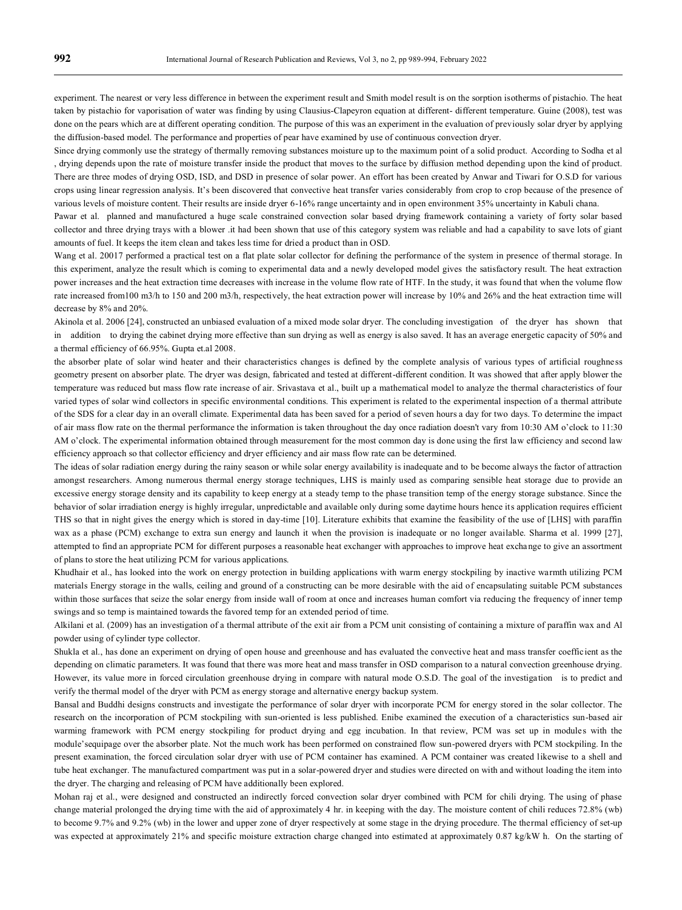experiment. The nearest or very less difference in between the experiment result and Smith model result is on the sorption isotherms of pistachio. The heat taken by pistachio for vaporisation of water was finding by using Clausius-Clapeyron equation at different- different temperature. Guine (2008), test was done on the pears which are at different operating condition. The purpose of this was an experiment in the evaluation of previously solar dryer by applying the diffusion-based model. The performance and properties of pear have examined by use of continuous convection dryer.

Since drying commonly use the strategy of thermally removing substances moisture up to the maximum point of a solid product. According to Sodha et al , drying depends upon the rate of moisture transfer inside the product that moves to the surface by diffusion method depending upon the kind of product. There are three modes of drying OSD, ISD, and DSD in presence of solar power. An effort has been created by Anwar and Tiwari for O.S.D for various crops using linear regression analysis. It's been discovered that convective heat transfer varies considerably from crop to crop because of the presence of various levels of moisture content. Their results are inside dryer 6-16% range uncertainty and in open environment 35% uncertainty in Kabuli chana.

Pawar et al. planned and manufactured a huge scale constrained convection solar based drying framework containing a variety of forty solar based collector and three drying trays with a blower .it had been shown that use of this category system was reliable and had a capability to save lots of giant amounts of fuel. It keeps the item clean and takes less time for dried a product than in OSD.

Wang et al. 20017 performed a practical test on a flat plate solar collector for defining the performance of the system in presence of thermal storage. In this experiment, analyze the result which is coming to experimental data and a newly developed model gives the satisfactory result. The heat extraction power increases and the heat extraction time decreases with increase in the volume flow rate of HTF. In the study, it was found that when the volume flow rate increased from100 m3/h to 150 and 200 m3/h, respectively, the heat extraction power will increase by 10% and 26% and the heat extraction time will decrease by 8% and 20%.

Akinola et al. 2006 [24], constructed an unbiased evaluation of a mixed mode solar dryer. The concluding investigation of the dryer has shown that in addition to drying the cabinet drying more effective than sun drying as well as energy is also saved. It has an average energetic capacity of 50% and a thermal efficiency of 66.95%. Gupta et.al 2008.

the absorber plate of solar wind heater and their characteristics changes is defined by the complete analysis of various types of artificial roughness geometry present on absorber plate. The dryer was design, fabricated and tested at different-different condition. It was showed that after apply blower the temperature was reduced but mass flow rate increase of air. Srivastava et al., built up a mathematical model to analyze the thermal characteristics of four varied types of solar wind collectors in specific environmental conditions. This experiment is related to the experimental inspection of a thermal attribute of the SDS for a clear day in an overall climate. Experimental data has been saved for a period of seven hours a day for two days. To determine the impact of air mass flow rate on the thermal performance the information is taken throughout the day once radiation doesn't vary from 10:30 AM o'clock to 11:30 AM o'clock. The experimental information obtained through measurement for the most common day is done using the first law efficiency and second law efficiency approach so that collector efficiency and dryer efficiency and air mass flow rate can be determined.

The ideas of solar radiation energy during the rainy season or while solar energy availability is inadequate and to be become always the factor of attraction amongst researchers. Among numerous thermal energy storage techniques, LHS is mainly used as comparing sensible heat storage due to provide an excessive energy storage density and its capability to keep energy at a steady temp to the phase transition temp of the energy storage substance. Since the behavior of solar irradiation energy is highly irregular, unpredictable and available only during some daytime hours hence its application requires efficient THS so that in night gives the energy which is stored in day-time [10]. Literature exhibits that examine the feasibility of the use of [LHS] with paraffin wax as a phase (PCM) exchange to extra sun energy and launch it when the provision is inadequate or no longer available. Sharma et al. 1999 [27], attempted to find an appropriate PCM for different purposes a reasonable heat exchanger with approaches to improve heat exchange to give an assortment of plans to store the heat utilizing PCM for various applications.

Khudhair et al., has looked into the work on energy protection in building applications with warm energy stockpiling by inactive warmth utilizing PCM materials Energy storage in the walls, ceiling and ground of a constructing can be more desirable with the aid of encapsulating suitable PCM substances within those surfaces that seize the solar energy from inside wall of room at once and increases human comfort via reducing the frequency of inner temp swings and so temp is maintained towards the favored temp for an extended period of time.

Alkilani et al. (2009) has an investigation of a thermal attribute of the exit air from a PCM unit consisting of containing a mixture of paraffin wax and Al powder using of cylinder type collector.

Shukla et al., has done an experiment on drying of open house and greenhouse and has evaluated the convective heat and mass transfer coefficient as the depending on climatic parameters. It was found that there was more heat and mass transfer in OSD comparison to a natural convection greenhouse drying. However, its value more in forced circulation greenhouse drying in compare with natural mode O.S.D. The goal of the investigation is to predict and verify the thermal model of the dryer with PCM as energy storage and alternative energy backup system.

Bansal and Buddhi designs constructs and investigate the performance of solar dryer with incorporate PCM for energy stored in the solar collector. The research on the incorporation of PCM stockpiling with sun-oriented is less published. Enibe examined the execution of a characteristics sun-based air warming framework with PCM energy stockpiling for product drying and egg incubation. In that review, PCM was set up in modules with the module'sequipage over the absorber plate. Not the much work has been performed on constrained flow sun-powered dryers with PCM stockpiling. In the present examination, the forced circulation solar dryer with use of PCM container has examined. A PCM container was created likewise to a shell and tube heat exchanger. The manufactured compartment was put in a solar-powered dryer and studies were directed on with and without loading the item into the dryer. The charging and releasing of PCM have additionally been explored.

Mohan raj et al., were designed and constructed an indirectly forced convection solar dryer combined with PCM for chili drying. The using of phase change material prolonged the drying time with the aid of approximately 4 hr. in keeping with the day. The moisture content of chili reduces 72.8% (wb) to become 9.7% and 9.2% (wb) in the lower and upper zone of dryer respectively at some stage in the drying procedure. The thermal efficiency of set-up was expected at approximately 21% and specific moisture extraction charge changed into estimated at approximately 0.87 kg/kW h. On the starting of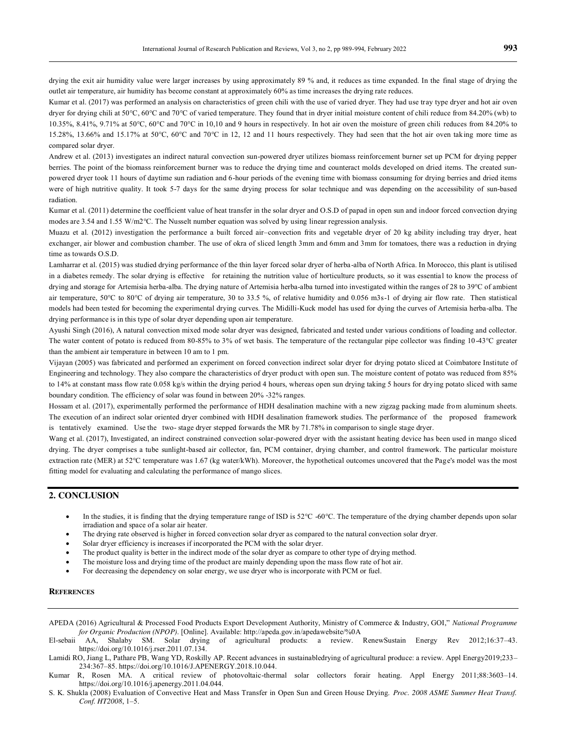drying the exit air humidity value were larger increases by using approximately 89 % and, it reduces as time expanded. In the final stage of drying the outlet air temperature, air humidity has become constant at approximately 60% as time increases the drying rate reduces.

Kumar et al. (2017) was performed an analysis on characteristics of green chili with the use of varied dryer. They had use tray type dryer and hot air oven dryer for drying chili at 50°C, 60°C and 70°C of varied temperature. They found that in dryer initial moisture content of chili reduce from 84.20% (wb) to 10.35%, 8.41%, 9.71% at 50°C, 60°C and 70°C in 10,10 and 9 hours in respectively. In hot air oven the moisture of green chili reduces from 84.20% to 15.28%, 13.66% and 15.17% at 50°C, 60°C and 70°C in 12, 12 and 11 hours respectively. They had seen that the hot air oven taking more time as compared solar dryer.

Andrew et al. (2013) investigates an indirect natural convection sun-powered dryer utilizes biomass reinforcement burner set up PCM for drying pepper berries. The point of the biomass reinforcement burner was to reduce the drying time and counteract molds developed on dried items. The created sun-powered dryer took 11 hours of daytime sun radiation and 6-hour periods of the evening time with biomass consuming for drying berries and dried items were of high nutritive quality. It took 5-7 days for the same drying process for solar technique and was depending on the accessibility of sun-based radiation.

Kumar et al. (2011) determine the coefficient value of heat transfer in the solar dryer and O.S.D of papad in open sun and indoor forced convection drying modes are 3.54 and 1.55 W/m2°C. The Nusselt number equation was solved by using linear regression analysis.

Muazu et al. (2012) investigation the performance a built forced air–convection frits and vegetable dryer of 20 kg ability including tray dryer, heat exchanger, air blower and combustion chamber. The use of okra of sliced length 3mm and 6mm and 3mm for tomatoes, there was a reduction in drying time as towards O.S.D.

Lamharrar et al. (2015) was studied drying performance of the thin layer forced solar dryer of herba-alba of North Africa. In Morocco, this plant is utilised in a diabetes remedy. The solar drying is effective for retaining the nutrition value of horticulture products, so it was essential to know the process of drying and storage for Artemisia herba-alba. The drying nature of Artemisia herba-alba turned into investigated within the ranges of 28 to 39°C of ambient air temperature, 50°C to 80°C of drying air temperature, 30 to 33.5 %, of relative humidity and 0.056 m3s-1 of drying air flow rate. Then statistical models had been tested for becoming the experimental drying curves. The Midilli-Kuck model has used for dying the curves of Artemisia herba-alba. The drying performance is in this type of solar dryer depending upon air temperature.

Ayushi Singh (2016), A natural convection mixed mode solar dryer was designed, fabricated and tested under various conditions of loading and collector. The water content of potato is reduced from 80-85% to 3% of wet basis. The temperature of the rectangular pipe collector was finding 10-43°C greater than the ambient air temperature in between 10 am to 1 pm.

Vijayan (2005) was fabricated and performed an experiment on forced convection indirect solar dryer for drying potato sliced at Coimbatore Institute of Engineering and technology. They also compare the characteristics of dryer product with open sun. The moisture content of potato was reduced from 85% to 14% at constant mass flow rate 0.058 kg/s within the drying period 4 hours, whereas open sun drying taking 5 hours for drying potato sliced with same boundary condition. The efficiency of solar was found in between 20% -32% ranges.

Hossam et al. (2017), experimentally performed the performance of HDH desalination machine with a new zigzag packing made from aluminum sheets. The execution of an indirect solar oriented dryer combined with HDH desalination framework studies. The performance of the proposed framework is tentatively examined. Use the two- stage dryer stepped forwards the MR by 71.78% in comparison to single stage dryer.

Wang et al. (2017), Investigated, an indirect constrained convection solar-powered dryer with the assistant heating device has been used in mango sliced drying. The dryer comprises a tube sunlight-based air collector, fan, PCM container, drying chamber, and control framework. The particular moisture extraction rate (MER) at 52°C temperature was 1.67 (kg water/kWh). Moreover, the hypothetical outcomes uncovered that the Page's model was the most fitting model for evaluating and calculating the performance of mango slices.

## 2. CONCLUSION

- In the studies, it is finding that the drying temperature range of ISD is 52°C -60°C. The temperature of the drying chamber depends upon solar irradiation and space of a solar air heater.
- The drying rate observed is higher in forced convection solar dryer as compared to the natural convection solar dryer.
- Solar dryer efficiency is increases if incorporated the PCM with the solar dryer.
- The product quality is better in the indirect mode of the solar dryer as compare to other type of drying method.
- The moisture loss and drying time of the product are mainly depending upon the mass flow rate of hot air.
- For decreasing the dependency on solar energy, we use dryer who is incorporate with PCM or fuel.

## REFERENCES

APEDA (2016) Agricultural & Processed Food Products Export Development Authority, Ministry of Commerce & Industry, GOI," *National Programme for Organic Production (NPOP)*. [Online]. Available: http://apeda.gov.in/apedawebsite/%0A

El-sebaii AA, Shalaby SM. Solar drying of agricultural products: a review. RenewSustain Energy Rev 2012;16:37–43. https://doi.org/10.1016/j.rser.2011.07.134.

Lamidi RO, Jiang L, Pathare PB, Wang YD, Roskilly AP. Recent advances in sustainabledrying of agricultural produce: a review. Appl Energy2019;233–234:367–85. https://doi.org/10.1016/J.APENERGY.2018.10.044.

Kumar R, Rosen MA. A critical review of photovoltaic-thermal solar collectors forair heating. Appl Energy 2011;88:3603–14. https://doi.org/10.1016/j.apenergy.2011.04.044.

S. K. Shukla (2008) Evaluation of Convective Heat and Mass Transfer in Open Sun and Green House Drying. *Proc. 2008 ASME Summer Heat Transf. Conf. HT2008*, 1–5.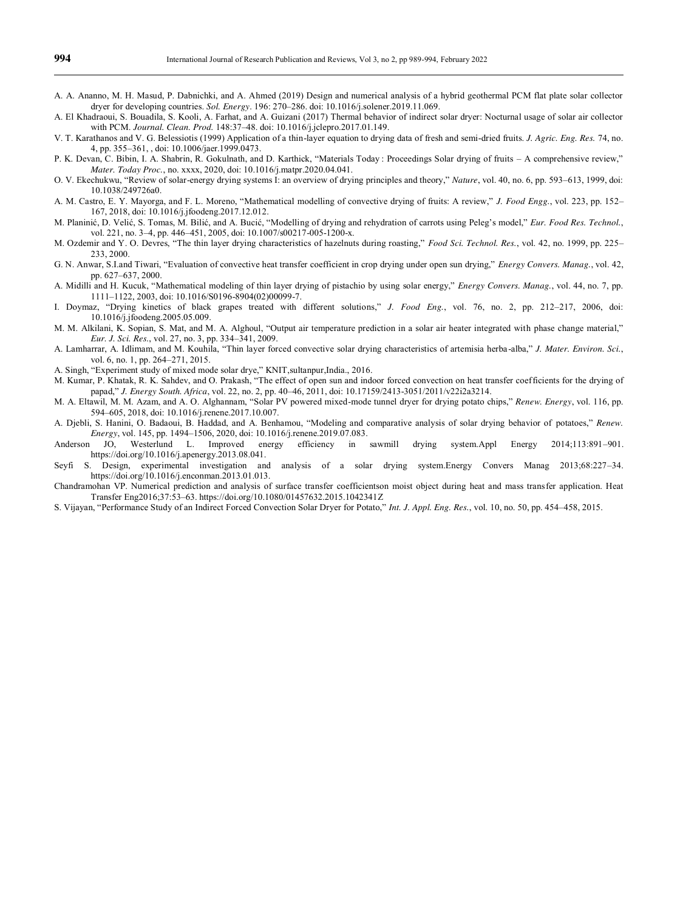A. A. Ananno, M. H. Masud, P. Dabnichki, and A. Ahmed (2019) Design and numerical analysis of a hybrid geothermal PCM flat plate solar collector dryer for developing countries. *Sol. Energy*. 196: 270–286. doi: 10.1016/j.solener.2019.11.069.

A. El Khadraoui, S. Bouadila, S. Kooli, A. Farhat, and A. Guizani (2017) Thermal behavior of indirect solar dryer: Nocturnal usage of solar air collector with PCM. *Journal. Clean. Prod.* 148:37–48. doi: 10.1016/j.jclepro.2017.01.149.

V. T. Karathanos and V. G. Belessiotis (1999) Application of a thin-layer equation to drying data of fresh and semi-dried fruits. *J. Agric. Eng. Res.* 74, no. 4, pp. 355–361, , doi: 10.1006/jaer.1999.0473.

P. K. Devan, C. Bibin, I. A. Shabrin, R. Gokulnath, and D. Karthick, "Materials Today : Proceedings Solar drying of fruits – A comprehensive review," *Mater. Today Proc.*, no. xxxx, 2020, doi: 10.1016/j.matpr.2020.04.041.

O. V. Ekechukwu, "Review of solar-energy drying systems I: an overview of drying principles and theory," *Nature*, vol. 40, no. 6, pp. 593–613, 1999, doi: 10.1038/249726a0.

A. M. Castro, E. Y. Mayorga, and F. L. Moreno, "Mathematical modelling of convective drying of fruits: A review," *J. Food Engg.*, vol. 223, pp. 152–167, 2018, doi: 10.1016/j.jfoodeng.2017.12.012.

M. Planinić, D. Velić, S. Tomas, M. Bilić, and A. Bucić, "Modelling of drying and rehydration of carrots using Peleg's model," *Eur. Food Res. Technol.*, vol. 221, no. 3–4, pp. 446–451, 2005, doi: 10.1007/s00217-005-1200-x.

M. Ozdemir and Y. O. Devres, "The thin layer drying characteristics of hazelnuts during roasting," *Food Sci. Technol. Res.*, vol. 42, no. 1999, pp. 225–233, 2000.

G. N. Anwar, S.I.and Tiwari, "Evaluation of convective heat transfer coefficient in crop drying under open sun drying," *Energy Convers. Manag.*, vol. 42, pp. 627–637, 2000.

A. Midilli and H. Kucuk, "Mathematical modeling of thin layer drying of pistachio by using solar energy," *Energy Convers. Manag.*, vol. 44, no. 7, pp. 1111–1122, 2003, doi: 10.1016/S0196-8904(02)00099-7.

I. Doymaz, "Drying kinetics of black grapes treated with different solutions," *J. Food Eng.*, vol. 76, no. 2, pp. 212–217, 2006, doi: 10.1016/j.jfoodeng.2005.05.009.

M. M. Alkilani, K. Sopian, S. Mat, and M. A. Alghoul, "Output air temperature prediction in a solar air heater integrated with phase change material," *Eur. J. Sci. Res.*, vol. 27, no. 3, pp. 334–341, 2009.

A. Lamharrar, A. Idlimam, and M. Kouhila, "Thin layer forced convective solar drying characteristics of artemisia herba-alba," *J. Mater. Environ. Sci.*, vol. 6, no. 1, pp. 264–271, 2015.

A. Singh, "Experiment study of mixed mode solar drye," KNIT,sultanpur,India., 2016.

M. Kumar, P. Khatak, R. K. Sahdev, and O. Prakash, "The effect of open sun and indoor forced convection on heat transfer coefficients for the drying of papad," *J. Energy South. Africa*, vol. 22, no. 2, pp. 40–46, 2011, doi: 10.17159/2413-3051/2011/v22i2a3214.

M. A. Eltawil, M. M. Azam, and A. O. Alghannam, "Solar PV powered mixed-mode tunnel dryer for drying potato chips," *Renew. Energy*, vol. 116, pp. 594–605, 2018, doi: 10.1016/j.renene.2017.10.007.

A. Djebli, S. Hanini, O. Badaoui, B. Haddad, and A. Benhamou, "Modeling and comparative analysis of solar drying behavior of potatoes," *Renew. Energy*, vol. 145, pp. 1494–1506, 2020, doi: 10.1016/j.renene.2019.07.083.

Anderson JO, Westerlund L. Improved energy efficiency in sawmill drying system.Appl Energy 2014;113:891–901. https://doi.org/10.1016/j.apenergy.2013.08.041.

Seyfi S. Design, experimental investigation and analysis of a solar drying system.Energy Convers Manag 2013;68:227–34. https://doi.org/10.1016/j.enconman.2013.01.013.

Chandramohan VP. Numerical prediction and analysis of surface transfer coefficientson moist object during heat and mass transfer application. Heat Transfer Eng2016;37:53–63. https://doi.org/10.1080/01457632.2015.1042341Z

S. Vijayan, "Performance Study of an Indirect Forced Convection Solar Dryer for Potato," *Int. J. Appl. Eng. Res.*, vol. 10, no. 50, pp. 454–458, 2015.